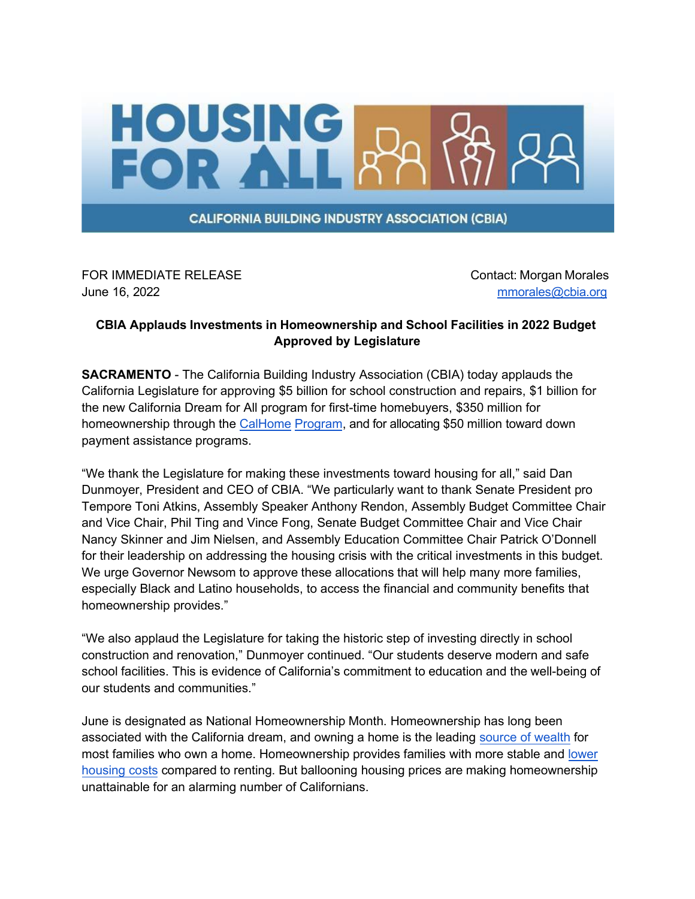HOUSING FOR ALL

CALIFORNIA BUILDING INDUSTRY ASSOCIATION (CBIA)

FOR IMMEDIATE RELEASE
June 16, 2022

Contact: Morgan Morales
mmorales@cbia.org

**CBIA Applauds Investments in Homeownership and School Facilities in 2022 Budget Approved by Legislature**

**SACRAMENTO** - The California Building Industry Association (CBIA) today applauds the California Legislature for approving $5 billion for school construction and repairs, $1 billion for the new California Dream for All program for first-time homebuyers, $350 million for homeownership through the CalHome Program, and for allocating $50 million toward down payment assistance programs.

"We thank the Legislature for making these investments toward housing for all," said Dan Dunmoyer, President and CEO of CBIA. "We particularly want to thank Senate President pro Tempore Toni Atkins, Assembly Speaker Anthony Rendon, Assembly Budget Committee Chair and Vice Chair, Phil Ting and Vince Fong, Senate Budget Committee Chair and Vice Chair Nancy Skinner and Jim Nielsen, and Assembly Education Committee Chair Patrick O'Donnell for their leadership on addressing the housing crisis with the critical investments in this budget. We urge Governor Newsom to approve these allocations that will help many more families, especially Black and Latino households, to access the financial and community benefits that homeownership provides."

"We also applaud the Legislature for taking the historic step of investing directly in school construction and renovation," Dunmoyer continued. "Our students deserve modern and safe school facilities. This is evidence of California's commitment to education and the well-being of our students and communities."

June is designated as National Homeownership Month. Homeownership has long been associated with the California dream, and owning a home is the leading source of wealth for most families who own a home. Homeownership provides families with more stable and lower housing costs compared to renting. But ballooning housing prices are making homeownership unattainable for an alarming number of Californians.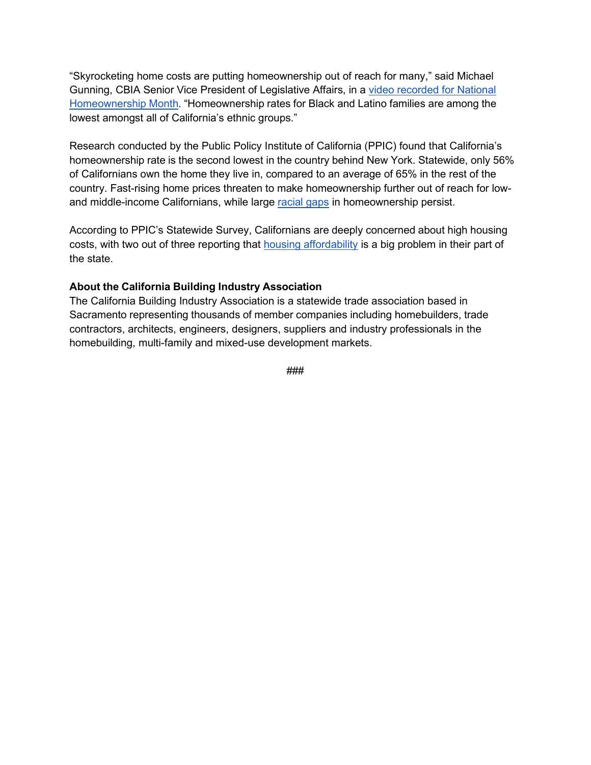"Skyrocketing home costs are putting homeownership out of reach for many," said Michael Gunning, CBIA Senior Vice President of Legislative Affairs, in a video recorded for National Homeownership Month. "Homeownership rates for Black and Latino families are among the lowest amongst all of California's ethnic groups."

Research conducted by the Public Policy Institute of California (PPIC) found that California's homeownership rate is the second lowest in the country behind New York. Statewide, only 56% of Californians own the home they live in, compared to an average of 65% in the rest of the country. Fast-rising home prices threaten to make homeownership further out of reach for low- and middle-income Californians, while large racial gaps in homeownership persist.

According to PPIC's Statewide Survey, Californians are deeply concerned about high housing costs, with two out of three reporting that housing affordability is a big problem in their part of the state.

**About the California Building Industry Association**

The California Building Industry Association is a statewide trade association based in Sacramento representing thousands of member companies including homebuilders, trade contractors, architects, engineers, designers, suppliers and industry professionals in the homebuilding, multi-family and mixed-use development markets.

###